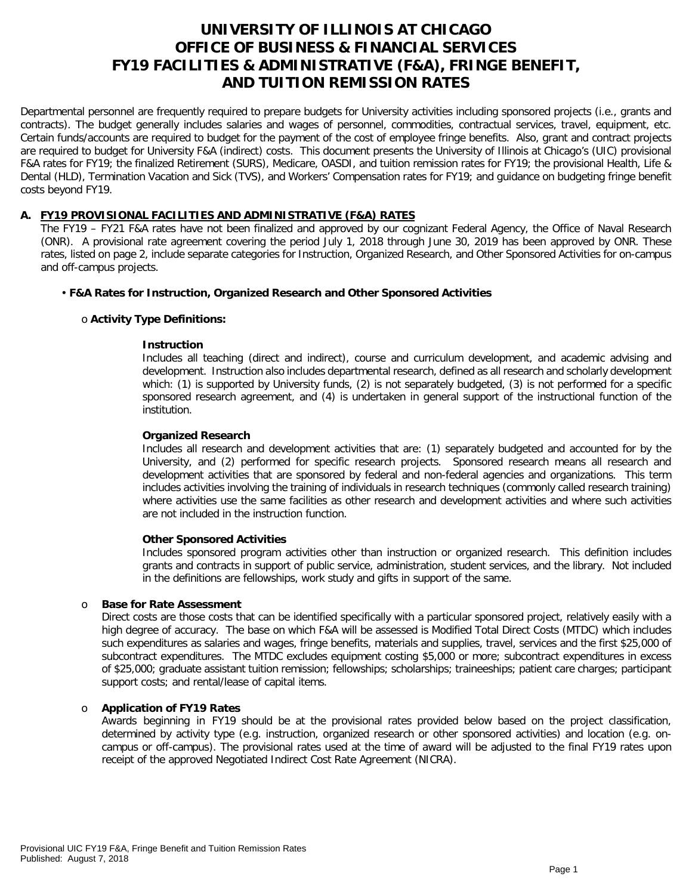# UNIVERSITY OF ILLINOIS AT CHICAGO
# OFFICE OF BUSINESS & FINANCIAL SERVICES
# FY19 FACILITIES & ADMINISTRATIVE (F&A), FRINGE BENEFIT, AND TUITION REMISSION RATES

Departmental personnel are frequently required to prepare budgets for University activities including sponsored projects (i.e., grants and contracts). The budget generally includes salaries and wages of personnel, commodities, contractual services, travel, equipment, etc. Certain funds/accounts are required to budget for the payment of the cost of employee fringe benefits. Also, grant and contract projects are required to budget for University F&A (indirect) costs. This document presents the University of Illinois at Chicago's (UIC) provisional F&A rates for FY19; the finalized Retirement (SURS), Medicare, OASDI, and tuition remission rates for FY19; the provisional Health, Life & Dental (HLD), Termination Vacation and Sick (TVS), and Workers' Compensation rates for FY19; and guidance on budgeting fringe benefit costs beyond FY19.

## A. FY19 PROVISIONAL FACILITIES AND ADMINISTRATIVE (F&A) RATES

The FY19 – FY21 F&A rates have not been finalized and approved by our cognizant Federal Agency, the Office of Naval Research (ONR). A provisional rate agreement covering the period July 1, 2018 through June 30, 2019 has been approved by ONR. These rates, listed on page 2, include separate categories for Instruction, Organized Research, and Other Sponsored Activities for on-campus and off-campus projects.

- **F&A Rates for Instruction, Organized Research and Other Sponsored Activities**

  - **Activity Type Definitions:**

    **Instruction**
    Includes all teaching (direct and indirect), course and curriculum development, and academic advising and development. Instruction also includes departmental research, defined as all research and scholarly development which: (1) is supported by University funds, (2) is not separately budgeted, (3) is not performed for a specific sponsored research agreement, and (4) is undertaken in general support of the instructional function of the institution.

    **Organized Research**
    Includes all research and development activities that are: (1) separately budgeted and accounted for by the University, and (2) performed for specific research projects. Sponsored research means all research and development activities that are sponsored by federal and non-federal agencies and organizations. This term includes activities involving the training of individuals in research techniques (commonly called research training) where activities use the same facilities as other research and development activities and where such activities are not included in the instruction function.

    **Other Sponsored Activities**
    Includes sponsored program activities other than instruction or organized research. This definition includes grants and contracts in support of public service, administration, student services, and the library. Not included in the definitions are fellowships, work study and gifts in support of the same.

  - **Base for Rate Assessment**
    Direct costs are those costs that can be identified specifically with a particular sponsored project, relatively easily with a high degree of accuracy. The base on which F&A will be assessed is Modified Total Direct Costs (MTDC) which includes such expenditures as salaries and wages, fringe benefits, materials and supplies, travel, services and the first $25,000 of subcontract expenditures. The MTDC excludes equipment costing $5,000 or more; subcontract expenditures in excess of $25,000; graduate assistant tuition remission; fellowships; scholarships; traineeships; patient care charges; participant support costs; and rental/lease of capital items.

  - **Application of FY19 Rates**
    Awards beginning in FY19 should be at the provisional rates provided below based on the project classification, determined by activity type (e.g. instruction, organized research or other sponsored activities) and location (e.g. on-campus or off-campus). The provisional rates used at the time of award will be adjusted to the final FY19 rates upon receipt of the approved Negotiated Indirect Cost Rate Agreement (NICRA).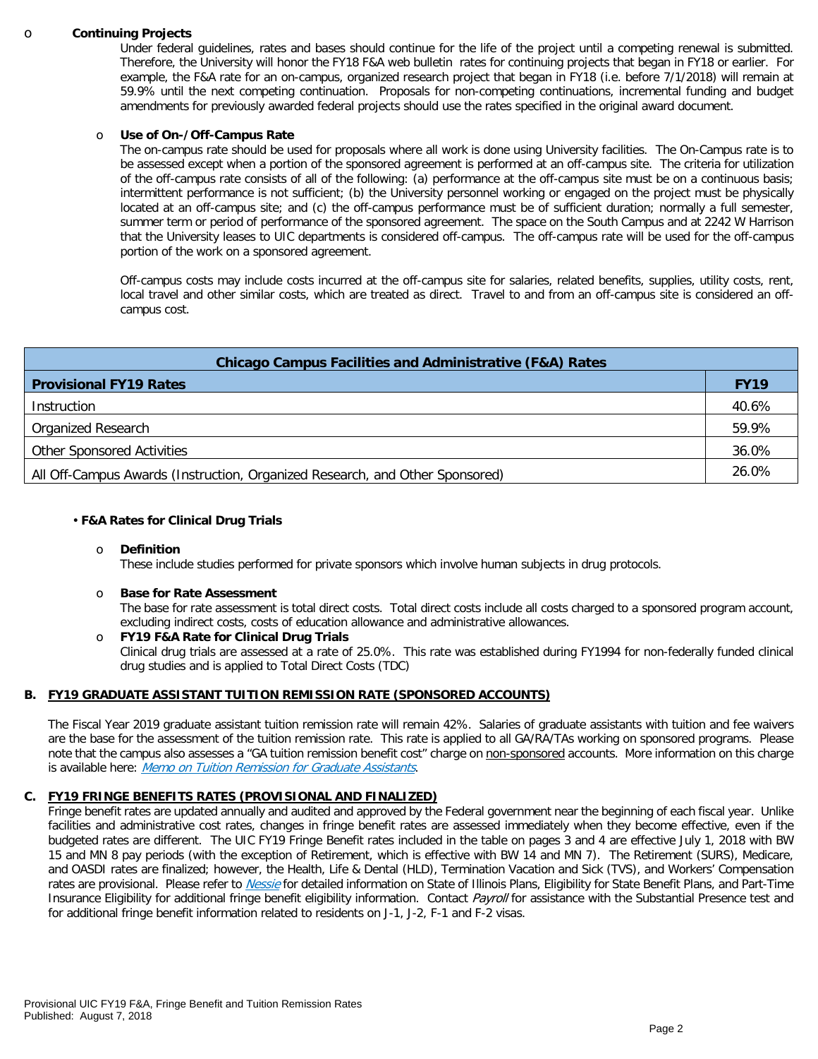- **Continuing Projects**

  Under federal guidelines, rates and bases should continue for the life of the project until a competing renewal is submitted. Therefore, the University will honor the FY18 F&A web bulletin rates for continuing projects that began in FY18 or earlier. For example, the F&A rate for an on-campus, organized research project that began in FY18 (i.e. before 7/1/2018) will remain at 59.9% until the next competing continuation. Proposals for non-competing continuations, incremental funding and budget amendments for previously awarded federal projects should use the rates specified in the original award document.

- **Use of On-/Off-Campus Rate**

  The on-campus rate should be used for proposals where all work is done using University facilities. The On-Campus rate is to be assessed except when a portion of the sponsored agreement is performed at an off-campus site. The criteria for utilization of the off-campus rate consists of all of the following: (a) performance at the off-campus site must be on a continuous basis; intermittent performance is not sufficient; (b) the University personnel working or engaged on the project must be physically located at an off-campus site; and (c) the off-campus performance must be of sufficient duration; normally a full semester, summer term or period of performance of the sponsored agreement. The space on the South Campus and at 2242 W Harrison that the University leases to UIC departments is considered off-campus. The off-campus rate will be used for the off-campus portion of the work on a sponsored agreement.

  Off-campus costs may include costs incurred at the off-campus site for salaries, related benefits, supplies, utility costs, rent, local travel and other similar costs, which are treated as direct. Travel to and from an off-campus site is considered an off-campus cost.

| Chicago Campus Facilities and Administrative (F&A) Rates | |
|---|---|
| **Provisional FY19 Rates** | **FY19** |
| Instruction | 40.6% |
| Organized Research | 59.9% |
| Other Sponsored Activities | 36.0% |
| All Off-Campus Awards (Instruction, Organized Research, and Other Sponsored) | 26.0% |

- **F&A Rates for Clinical Drug Trials**

  - **Definition**

    These include studies performed for private sponsors which involve human subjects in drug protocols.

  - **Base for Rate Assessment**

    The base for rate assessment is total direct costs. Total direct costs include all costs charged to a sponsored program account, excluding indirect costs, costs of education allowance and administrative allowances.

  - **FY19 F&A Rate for Clinical Drug Trials**

    Clinical drug trials are assessed at a rate of 25.0%. This rate was established during FY1994 for non-federally funded clinical drug studies and is applied to Total Direct Costs (TDC)

## B. FY19 GRADUATE ASSISTANT TUITION REMISSION RATE (SPONSORED ACCOUNTS)

The Fiscal Year 2019 graduate assistant tuition remission rate will remain 42%. Salaries of graduate assistants with tuition and fee waivers are the base for the assessment of the tuition remission rate. This rate is applied to all GA/RA/TAs working on sponsored programs. Please note that the campus also assesses a "GA tuition remission benefit cost" charge on non-sponsored accounts. More information on this charge is available here: *Memo on Tuition Remission for Graduate Assistants*.

## C. FY19 FRINGE BENEFITS RATES (PROVISIONAL AND FINALIZED)

Fringe benefit rates are updated annually and audited and approved by the Federal government near the beginning of each fiscal year. Unlike facilities and administrative cost rates, changes in fringe benefit rates are assessed immediately when they become effective, even if the budgeted rates are different. The UIC FY19 Fringe Benefit rates included in the table on pages 3 and 4 are effective July 1, 2018 with BW 15 and MN 8 pay periods (with the exception of Retirement, which is effective with BW 14 and MN 7). The Retirement (SURS), Medicare, and OASDI rates are finalized; however, the Health, Life & Dental (HLD), Termination Vacation and Sick (TVS), and Workers' Compensation rates are provisional. Please refer to *Nessie* for detailed information on State of Illinois Plans, Eligibility for State Benefit Plans, and Part-Time Insurance Eligibility for additional fringe benefit eligibility information. Contact *Payroll* for assistance with the Substantial Presence test and for additional fringe benefit information related to residents on J-1, J-2, F-1 and F-2 visas.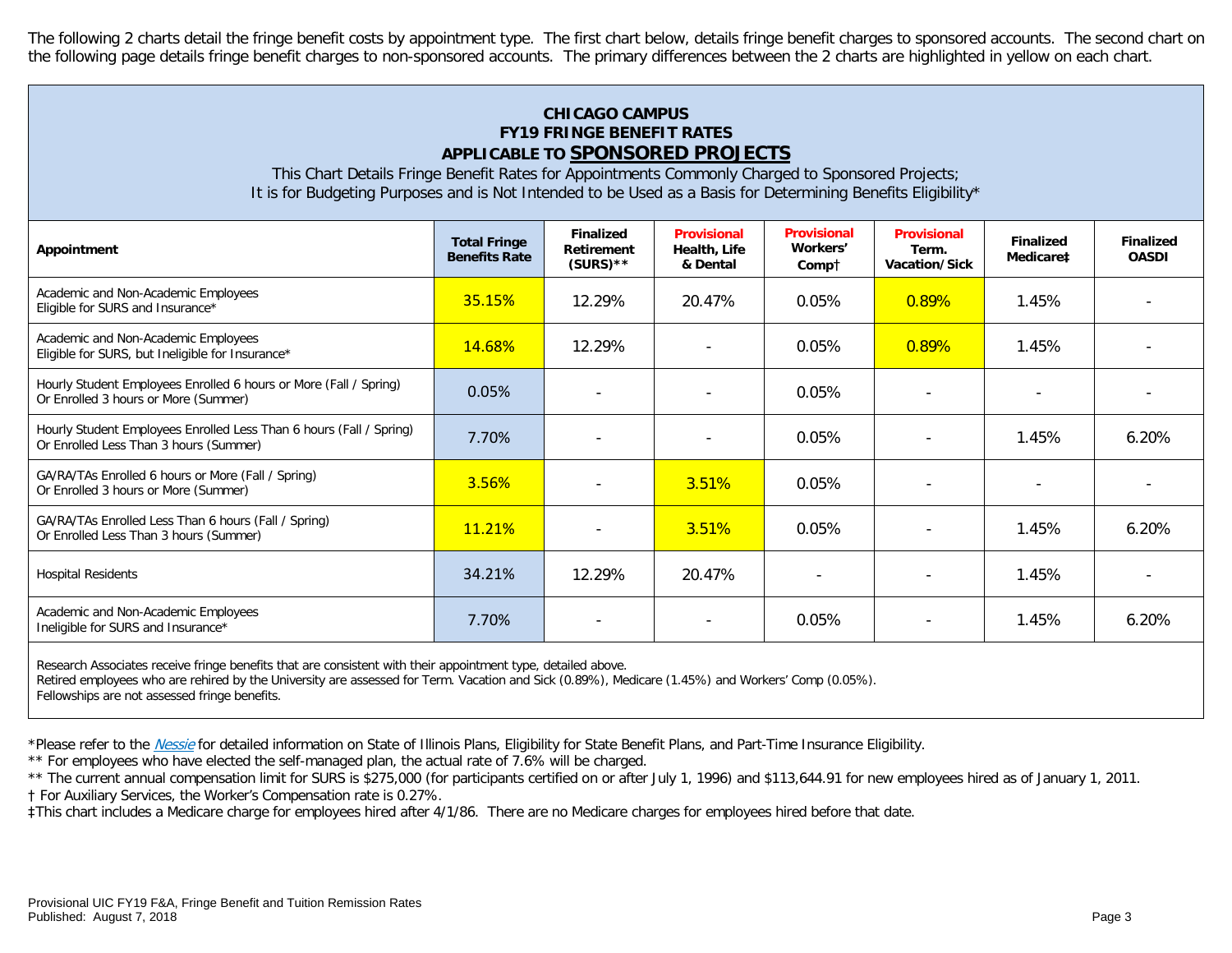The following 2 charts detail the fringe benefit costs by appointment type. The first chart below, details fringe benefit charges to sponsored accounts. The second chart on the following page details fringe benefit charges to non-sponsored accounts. The primary differences between the 2 charts are highlighted in yellow on each chart.

## CHICAGO CAMPUS
## FY19 FRINGE BENEFIT RATES
## APPLICABLE TO SPONSORED PROJECTS

This Chart Details Fringe Benefit Rates for Appointments Commonly Charged to Sponsored Projects;
It is for Budgeting Purposes and is Not Intended to be Used as a Basis for Determining Benefits Eligibility*

| Appointment | Total Fringe Benefits Rate | Finalized Retirement (SURS)** | Provisional Health, Life & Dental | Provisional Workers' Comp† | Provisional Term. Vacation/Sick | Finalized Medicare‡ | Finalized OASDI |
|---|---|---|---|---|---|---|---|
| Academic and Non-Academic Employees Eligible for SURS and Insurance* | 35.15% | 12.29% | 20.47% | 0.05% | 0.89% | 1.45% | - |
| Academic and Non-Academic Employees Eligible for SURS, but Ineligible for Insurance* | 14.68% | 12.29% | - | 0.05% | 0.89% | 1.45% | - |
| Hourly Student Employees Enrolled 6 hours or More (Fall / Spring) Or Enrolled 3 hours or More (Summer) | 0.05% | - | - | 0.05% | - | - | - |
| Hourly Student Employees Enrolled Less Than 6 hours (Fall / Spring) Or Enrolled Less Than 3 hours (Summer) | 7.70% | - | - | 0.05% | - | 1.45% | 6.20% |
| GA/RA/TAs Enrolled 6 hours or More (Fall / Spring) Or Enrolled 3 hours or More (Summer) | 3.56% | - | 3.51% | 0.05% | - | - | - |
| GA/RA/TAs Enrolled Less Than 6 hours (Fall / Spring) Or Enrolled Less Than 3 hours (Summer) | 11.21% | - | 3.51% | 0.05% | - | 1.45% | 6.20% |
| Hospital Residents | 34.21% | 12.29% | 20.47% | - | - | 1.45% | - |
| Academic and Non-Academic Employees Ineligible for SURS and Insurance* | 7.70% | - | - | 0.05% | - | 1.45% | 6.20% |

Research Associates receive fringe benefits that are consistent with their appointment type, detailed above.
Retired employees who are rehired by the University are assessed for Term. Vacation and Sick (0.89%), Medicare (1.45%) and Workers' Comp (0.05%).
Fellowships are not assessed fringe benefits.

*Please refer to the *Nessie* for detailed information on State of Illinois Plans, Eligibility for State Benefit Plans, and Part-Time Insurance Eligibility.
** For employees who have elected the self-managed plan, the actual rate of 7.6% will be charged.
** The current annual compensation limit for SURS is $275,000 (for participants certified on or after July 1, 1996) and $113,644.91 for new employees hired as of January 1, 2011.
† For Auxiliary Services, the Worker's Compensation rate is 0.27%.
‡This chart includes a Medicare charge for employees hired after 4/1/86. There are no Medicare charges for employees hired before that date.

Provisional UIC FY19 F&A, Fringe Benefit and Tuition Remission Rates
Published: August 7, 2018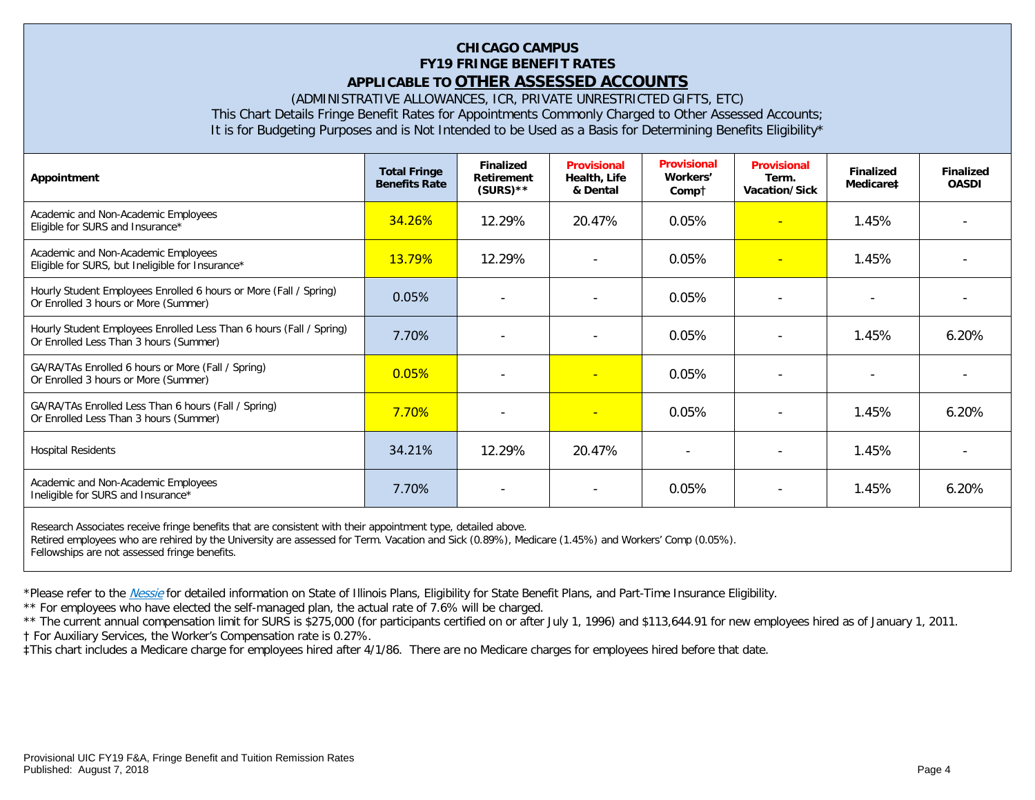**CHICAGO CAMPUS**
**FY19 FRINGE BENEFIT RATES**
**APPLICABLE TO OTHER ASSESSED ACCOUNTS**

(ADMINISTRATIVE ALLOWANCES, ICR, PRIVATE UNRESTRICTED GIFTS, ETC)
This Chart Details Fringe Benefit Rates for Appointments Commonly Charged to Other Assessed Accounts;
It is for Budgeting Purposes and is Not Intended to be Used as a Basis for Determining Benefits Eligibility*

| Appointment | Total Fringe Benefits Rate | Finalized Retirement (SURS)** | Provisional Health, Life & Dental | Provisional Workers' Comp† | Provisional Term. Vacation/Sick | Finalized Medicare‡ | Finalized OASDI |
|---|---|---|---|---|---|---|---|
| Academic and Non-Academic Employees Eligible for SURS and Insurance* | 34.26% | 12.29% | 20.47% | 0.05% | - | 1.45% | - |
| Academic and Non-Academic Employees Eligible for SURS, but Ineligible for Insurance* | 13.79% | 12.29% | - | 0.05% | - | 1.45% | - |
| Hourly Student Employees Enrolled 6 hours or More (Fall / Spring) Or Enrolled 3 hours or More (Summer) | 0.05% | - | - | 0.05% | - | - | - |
| Hourly Student Employees Enrolled Less Than 6 hours (Fall / Spring) Or Enrolled Less Than 3 hours (Summer) | 7.70% | - | - | 0.05% | - | 1.45% | 6.20% |
| GA/RA/TAs Enrolled 6 hours or More (Fall / Spring) Or Enrolled 3 hours or More (Summer) | 0.05% | - | - | 0.05% | - | - | - |
| GA/RA/TAs Enrolled Less Than 6 hours (Fall / Spring) Or Enrolled Less Than 3 hours (Summer) | 7.70% | - | - | 0.05% | - | 1.45% | 6.20% |
| Hospital Residents | 34.21% | 12.29% | 20.47% | - | - | 1.45% | - |
| Academic and Non-Academic Employees Ineligible for SURS and Insurance* | 7.70% | - | - | 0.05% | - | 1.45% | 6.20% |

Research Associates receive fringe benefits that are consistent with their appointment type, detailed above.
Retired employees who are rehired by the University are assessed for Term. Vacation and Sick (0.89%), Medicare (1.45%) and Workers' Comp (0.05%).
Fellowships are not assessed fringe benefits.

*Please refer to the *Nessie* for detailed information on State of Illinois Plans, Eligibility for State Benefit Plans, and Part-Time Insurance Eligibility.

** For employees who have elected the self-managed plan, the actual rate of 7.6% will be charged.

** The current annual compensation limit for SURS is $275,000 (for participants certified on or after July 1, 1996) and $113,644.91 for new employees hired as of January 1, 2011.

† For Auxiliary Services, the Worker's Compensation rate is 0.27%.

‡This chart includes a Medicare charge for employees hired after 4/1/86. There are no Medicare charges for employees hired before that date.

Provisional UIC FY19 F&A, Fringe Benefit and Tuition Remission Rates
Published: August 7, 2018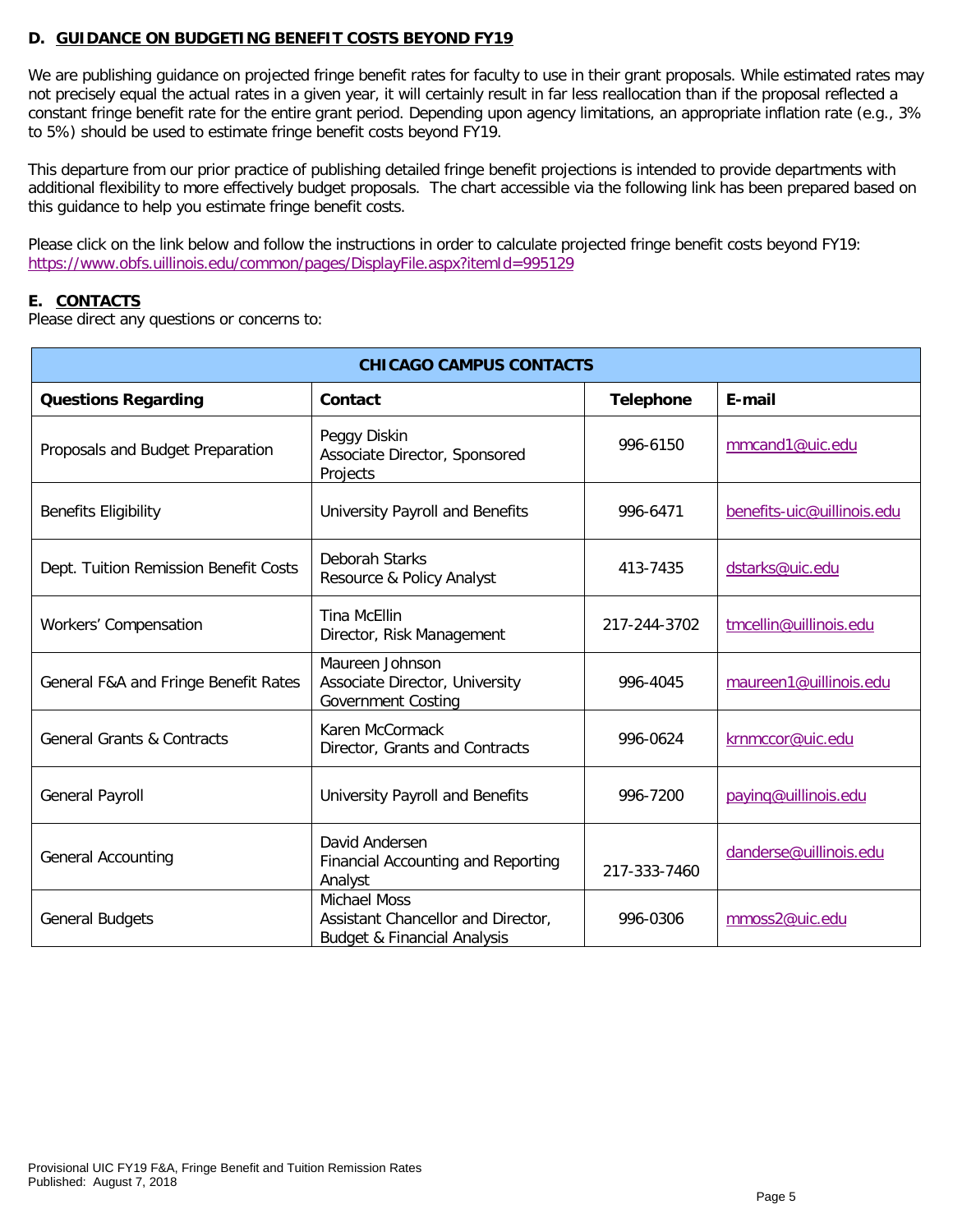## D. GUIDANCE ON BUDGETING BENEFIT COSTS BEYOND FY19

We are publishing guidance on projected fringe benefit rates for faculty to use in their grant proposals. While estimated rates may not precisely equal the actual rates in a given year, it will certainly result in far less reallocation than if the proposal reflected a constant fringe benefit rate for the entire grant period. Depending upon agency limitations, an appropriate inflation rate (e.g., 3% to 5%) should be used to estimate fringe benefit costs beyond FY19.

This departure from our prior practice of publishing detailed fringe benefit projections is intended to provide departments with additional flexibility to more effectively budget proposals. The chart accessible via the following link has been prepared based on this guidance to help you estimate fringe benefit costs.

Please click on the link below and follow the instructions in order to calculate projected fringe benefit costs beyond FY19:
https://www.obfs.uillinois.edu/common/pages/DisplayFile.aspx?itemId=995129

## E. CONTACTS

Please direct any questions or concerns to:

| CHICAGO CAMPUS CONTACTS | | | |
|---|---|---|---|
| **Questions Regarding** | **Contact** | **Telephone** | **E-mail** |
| Proposals and Budget Preparation | Peggy Diskin<br>Associate Director, Sponsored Projects | 996-6150 | mmcand1@uic.edu |
| Benefits Eligibility | University Payroll and Benefits | 996-6471 | benefits-uic@uillinois.edu |
| Dept. Tuition Remission Benefit Costs | Deborah Starks<br>Resource & Policy Analyst | 413-7435 | dstarks@uic.edu |
| Workers' Compensation | Tina McEllin<br>Director, Risk Management | 217-244-3702 | tmcellin@uillinois.edu |
| General F&A and Fringe Benefit Rates | Maureen Johnson<br>Associate Director, University Government Costing | 996-4045 | maureen1@uillinois.edu |
| General Grants & Contracts | Karen McCormack<br>Director, Grants and Contracts | 996-0624 | krnmccor@uic.edu |
| General Payroll | University Payroll and Benefits | 996-7200 | payinq@uillinois.edu |
| General Accounting | David Andersen<br>Financial Accounting and Reporting Analyst | 217-333-7460 | danderse@uillinois.edu |
| General Budgets | Michael Moss<br>Assistant Chancellor and Director, Budget & Financial Analysis | 996-0306 | mmoss2@uic.edu |

Provisional UIC FY19 F&A, Fringe Benefit and Tuition Remission Rates
Published: August 7, 2018